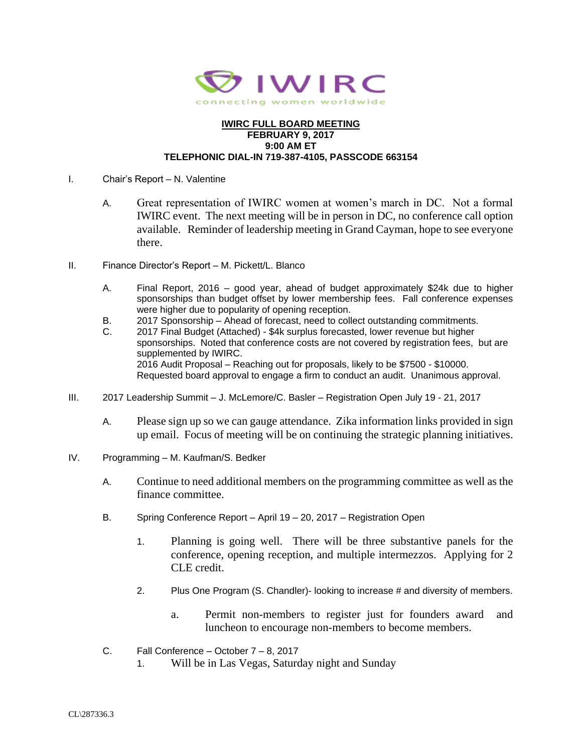IWIRC

connecting women worldwide

**IWIRC FULL BOARD MEETING**
**FEBRUARY 9, 2017**
**9:00 AM ET**
**TELEPHONIC DIAL-IN 719-387-4105, PASSCODE 663154**

I. Chair's Report – N. Valentine

A. Great representation of IWIRC women at women's march in DC. Not a formal IWIRC event. The next meeting will be in person in DC, no conference call option available. Reminder of leadership meeting in Grand Cayman, hope to see everyone there.

II. Finance Director's Report – M. Pickett/L. Blanco

A. Final Report, 2016 – good year, ahead of budget approximately $24k due to higher sponsorships than budget offset by lower membership fees. Fall conference expenses were higher due to popularity of opening reception.

B. 2017 Sponsorship – Ahead of forecast, need to collect outstanding commitments.

C. 2017 Final Budget (Attached) - $4k surplus forecasted, lower revenue but higher sponsorships. Noted that conference costs are not covered by registration fees, but are supplemented by IWIRC.
2016 Audit Proposal – Reaching out for proposals, likely to be $7500 - $10000. Requested board approval to engage a firm to conduct an audit. Unanimous approval.

III. 2017 Leadership Summit – J. McLemore/C. Basler – Registration Open July 19 - 21, 2017

A. Please sign up so we can gauge attendance. Zika information links provided in sign up email. Focus of meeting will be on continuing the strategic planning initiatives.

IV. Programming – M. Kaufman/S. Bedker

A. Continue to need additional members on the programming committee as well as the finance committee.

B. Spring Conference Report – April 19 – 20, 2017 – Registration Open

1. Planning is going well. There will be three substantive panels for the conference, opening reception, and multiple intermezzos. Applying for 2 CLE credit.

2. Plus One Program (S. Chandler)- looking to increase # and diversity of members.

a. Permit non-members to register just for founders award and luncheon to encourage non-members to become members.

C. Fall Conference – October 7 – 8, 2017

1. Will be in Las Vegas, Saturday night and Sunday

CL\287336.3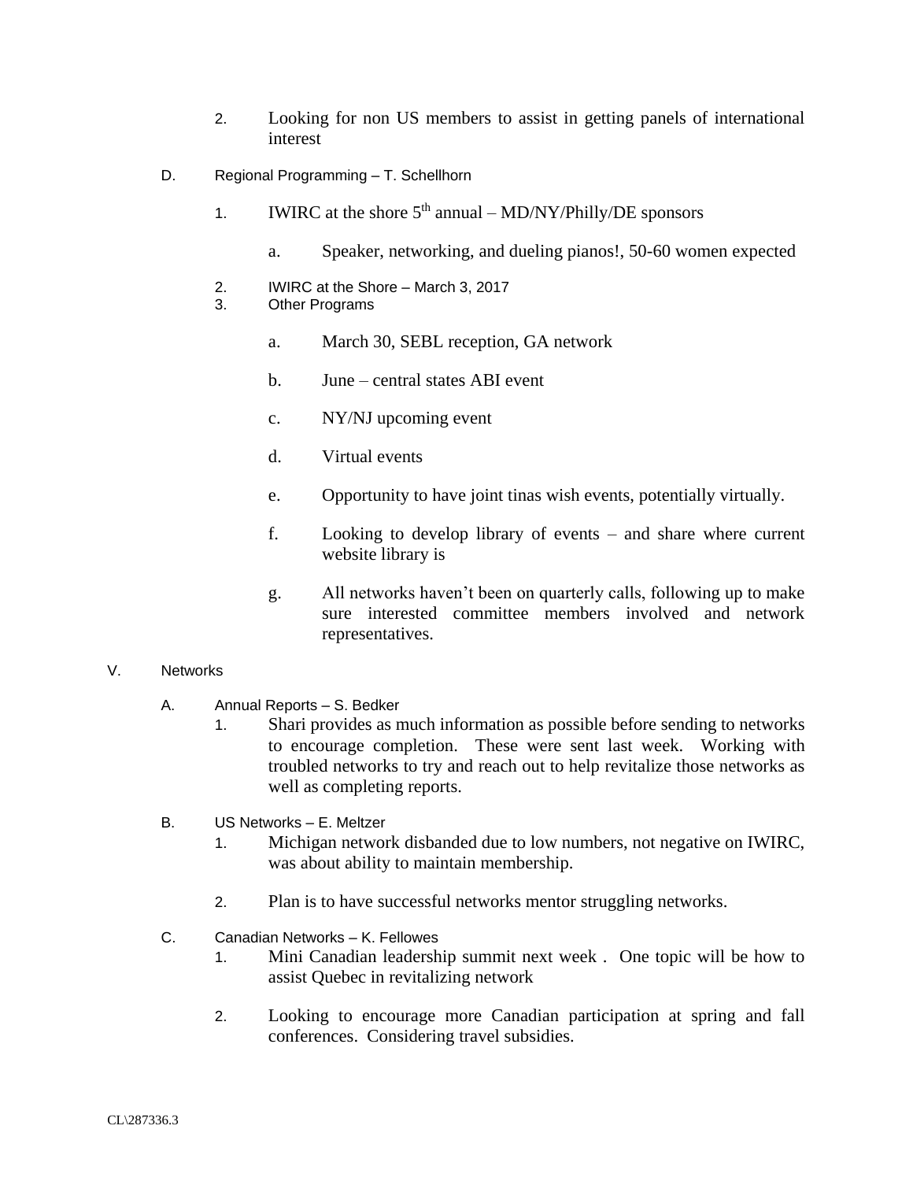2. Looking for non US members to assist in getting panels of international interest

D. Regional Programming – T. Schellhorn

1. IWIRC at the shore 5$^{th}$ annual – MD/NY/Philly/DE sponsors

    a. Speaker, networking, and dueling pianos!, 50-60 women expected

2. IWIRC at the Shore – March 3, 2017
3. Other Programs

    a. March 30, SEBL reception, GA network

    b. June – central states ABI event

    c. NY/NJ upcoming event

    d. Virtual events

    e. Opportunity to have joint tinas wish events, potentially virtually.

    f. Looking to develop library of events – and share where current website library is

    g. All networks haven't been on quarterly calls, following up to make sure interested committee members involved and network representatives.

V. Networks

A. Annual Reports – S. Bedker

1. Shari provides as much information as possible before sending to networks to encourage completion. These were sent last week. Working with troubled networks to try and reach out to help revitalize those networks as well as completing reports.

B. US Networks – E. Meltzer

1. Michigan network disbanded due to low numbers, not negative on IWIRC, was about ability to maintain membership.

2. Plan is to have successful networks mentor struggling networks.

C. Canadian Networks – K. Fellowes

1. Mini Canadian leadership summit next week . One topic will be how to assist Quebec in revitalizing network

2. Looking to encourage more Canadian participation at spring and fall conferences. Considering travel subsidies.

CL\287336.3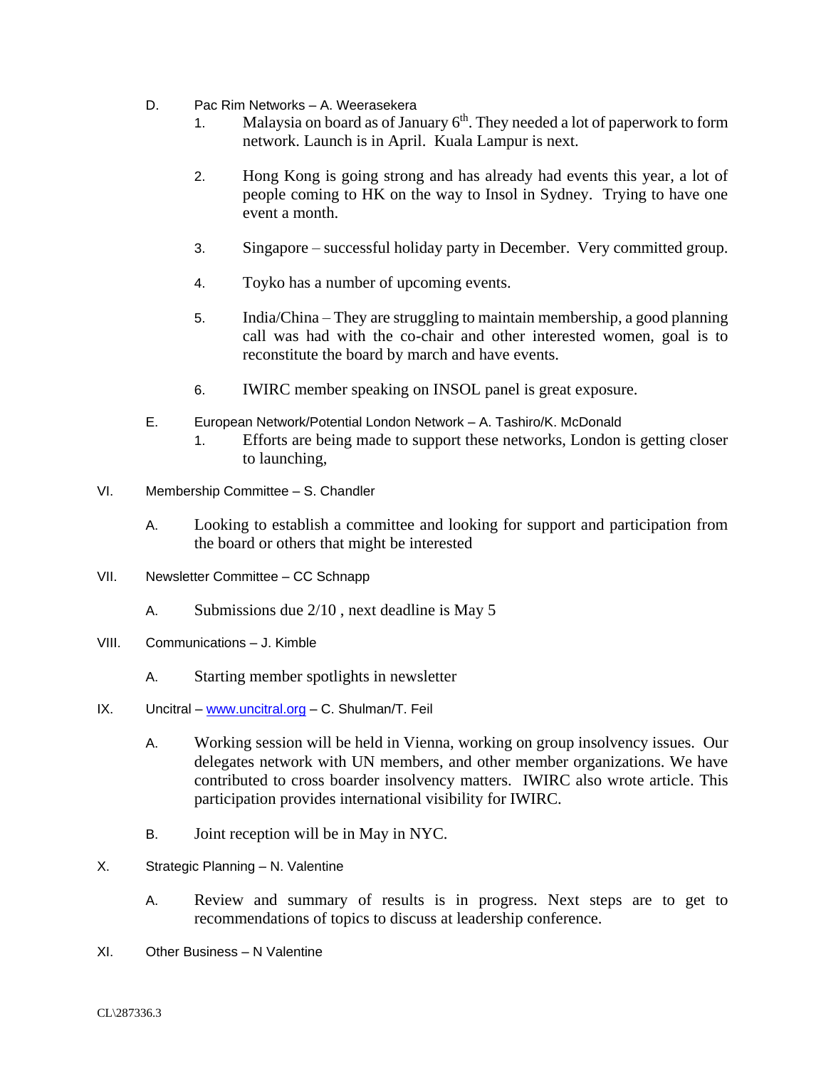D. Pac Rim Networks – A. Weerasekera

1. Malaysia on board as of January 6th. They needed a lot of paperwork to form network. Launch is in April. Kuala Lampur is next.

2. Hong Kong is going strong and has already had events this year, a lot of people coming to HK on the way to Insol in Sydney. Trying to have one event a month.

3. Singapore – successful holiday party in December. Very committed group.

4. Toyko has a number of upcoming events.

5. India/China – They are struggling to maintain membership, a good planning call was had with the co-chair and other interested women, goal is to reconstitute the board by march and have events.

6. IWIRC member speaking on INSOL panel is great exposure.

E. European Network/Potential London Network – A. Tashiro/K. McDonald

1. Efforts are being made to support these networks, London is getting closer to launching,

VI. Membership Committee – S. Chandler

A. Looking to establish a committee and looking for support and participation from the board or others that might be interested

VII. Newsletter Committee – CC Schnapp

A. Submissions due 2/10 , next deadline is May 5

VIII. Communications – J. Kimble

A. Starting member spotlights in newsletter

IX. Uncitral – www.uncitral.org – C. Shulman/T. Feil

A. Working session will be held in Vienna, working on group insolvency issues. Our delegates network with UN members, and other member organizations. We have contributed to cross boarder insolvency matters. IWIRC also wrote article. This participation provides international visibility for IWIRC.

B. Joint reception will be in May in NYC.

X. Strategic Planning – N. Valentine

A. Review and summary of results is in progress. Next steps are to get to recommendations of topics to discuss at leadership conference.

XI. Other Business – N Valentine

CL\287336.3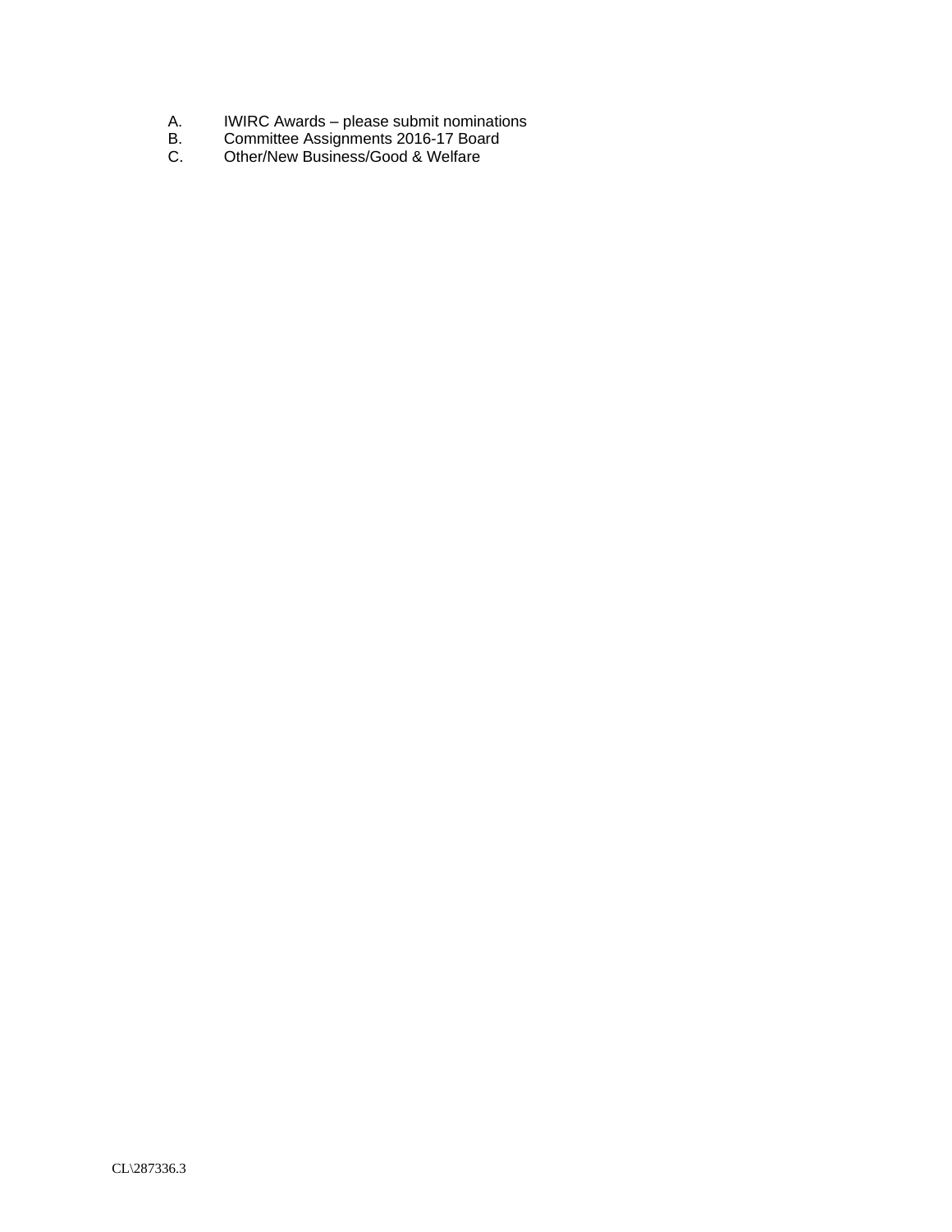A. IWIRC Awards – please submit nominations
B. Committee Assignments 2016-17 Board
C. Other/New Business/Good & Welfare

CL\287336.3